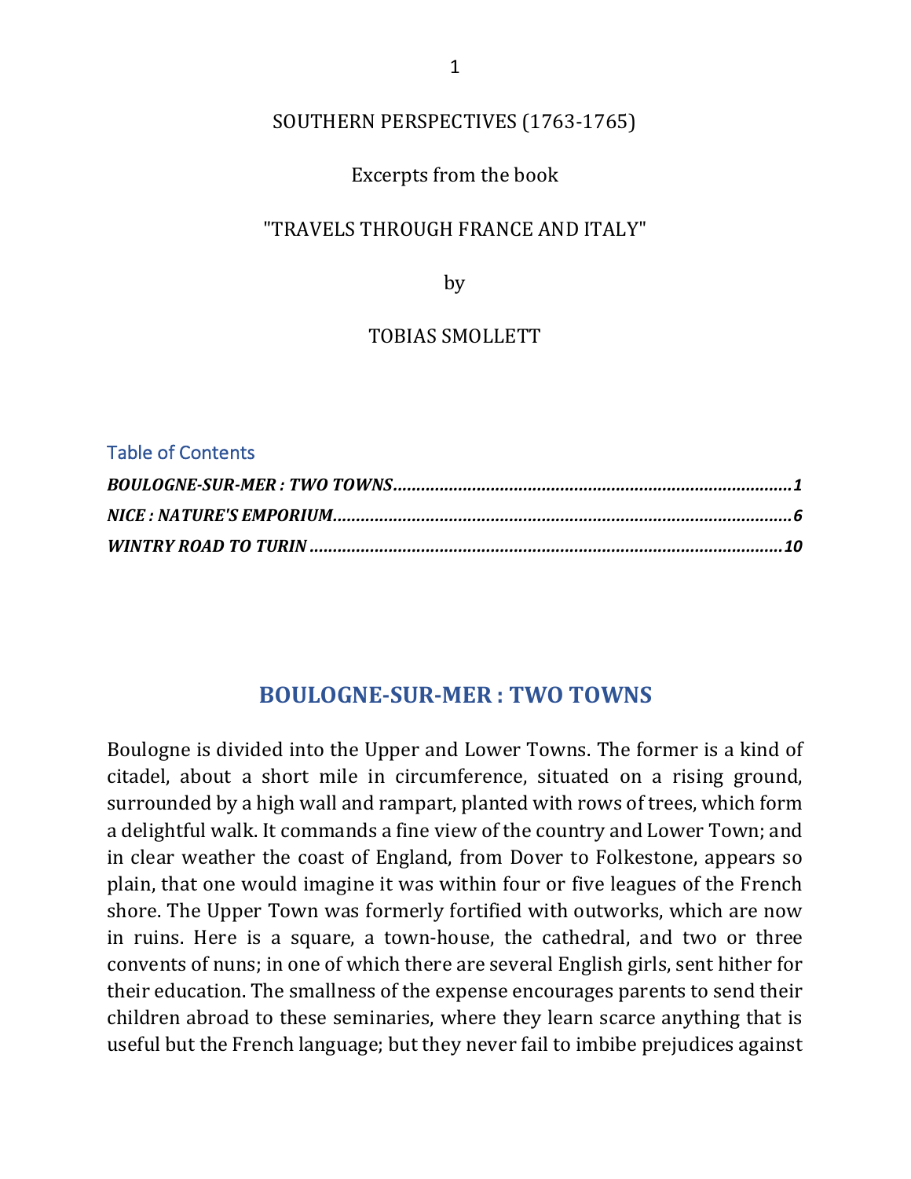SOUTHERN PERSPECTIVES (1763-1765)

Excerpts from the book

"TRAVELS THROUGH FRANCE AND ITALY"

by

TOBIAS SMOLLETT

Table of Contents

***BOULOGNE-SUR-MER : TWO TOWNS*** ........................................ **1**

***NICE : NATURE'S EMPORIUM*** ........................................ **6**

***WINTRY ROAD TO TURIN*** ........................................ **10**

## BOULOGNE-SUR-MER : TWO TOWNS

Boulogne is divided into the Upper and Lower Towns. The former is a kind of citadel, about a short mile in circumference, situated on a rising ground, surrounded by a high wall and rampart, planted with rows of trees, which form a delightful walk. It commands a fine view of the country and Lower Town; and in clear weather the coast of England, from Dover to Folkestone, appears so plain, that one would imagine it was within four or five leagues of the French shore. The Upper Town was formerly fortified with outworks, which are now in ruins. Here is a square, a town-house, the cathedral, and two or three convents of nuns; in one of which there are several English girls, sent hither for their education. The smallness of the expense encourages parents to send their children abroad to these seminaries, where they learn scarce anything that is useful but the French language; but they never fail to imbibe prejudices against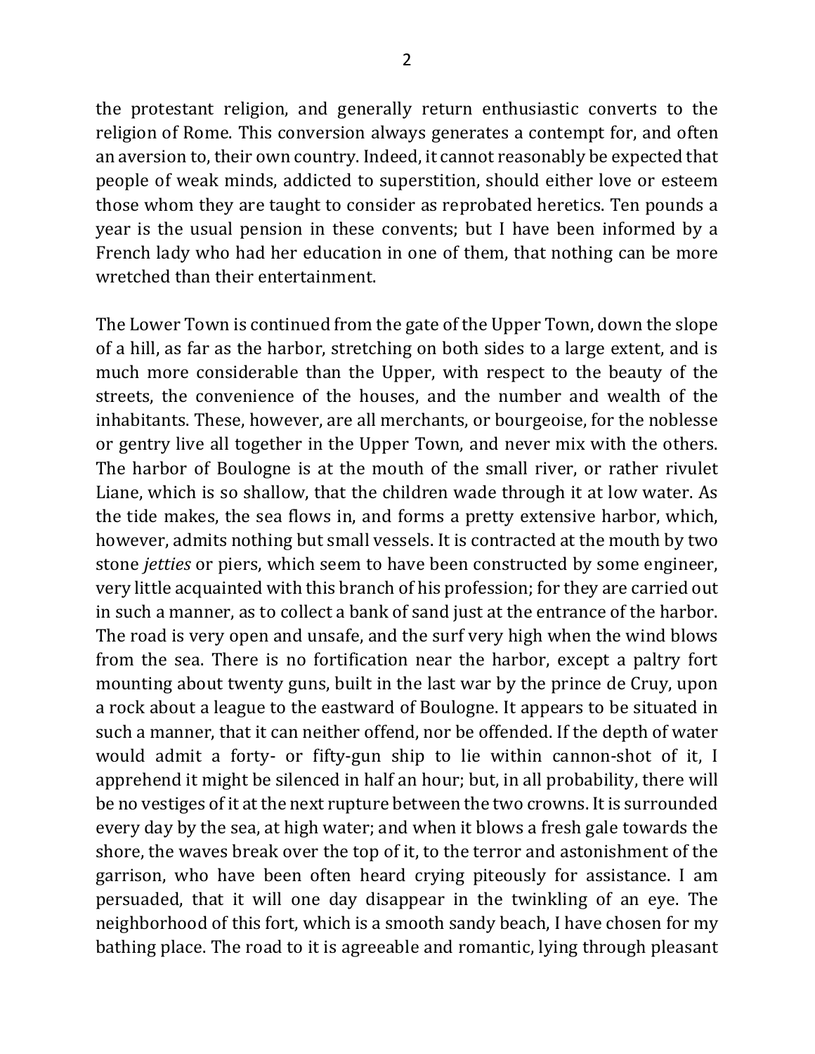the protestant religion, and generally return enthusiastic converts to the religion of Rome. This conversion always generates a contempt for, and often an aversion to, their own country. Indeed, it cannot reasonably be expected that people of weak minds, addicted to superstition, should either love or esteem those whom they are taught to consider as reprobated heretics. Ten pounds a year is the usual pension in these convents; but I have been informed by a French lady who had her education in one of them, that nothing can be more wretched than their entertainment.

The Lower Town is continued from the gate of the Upper Town, down the slope of a hill, as far as the harbor, stretching on both sides to a large extent, and is much more considerable than the Upper, with respect to the beauty of the streets, the convenience of the houses, and the number and wealth of the inhabitants. These, however, are all merchants, or bourgeoise, for the noblesse or gentry live all together in the Upper Town, and never mix with the others. The harbor of Boulogne is at the mouth of the small river, or rather rivulet Liane, which is so shallow, that the children wade through it at low water. As the tide makes, the sea flows in, and forms a pretty extensive harbor, which, however, admits nothing but small vessels. It is contracted at the mouth by two stone *jetties* or piers, which seem to have been constructed by some engineer, very little acquainted with this branch of his profession; for they are carried out in such a manner, as to collect a bank of sand just at the entrance of the harbor. The road is very open and unsafe, and the surf very high when the wind blows from the sea. There is no fortification near the harbor, except a paltry fort mounting about twenty guns, built in the last war by the prince de Cruy, upon a rock about a league to the eastward of Boulogne. It appears to be situated in such a manner, that it can neither offend, nor be offended. If the depth of water would admit a forty- or fifty-gun ship to lie within cannon-shot of it, I apprehend it might be silenced in half an hour; but, in all probability, there will be no vestiges of it at the next rupture between the two crowns. It is surrounded every day by the sea, at high water; and when it blows a fresh gale towards the shore, the waves break over the top of it, to the terror and astonishment of the garrison, who have been often heard crying piteously for assistance. I am persuaded, that it will one day disappear in the twinkling of an eye. The neighborhood of this fort, which is a smooth sandy beach, I have chosen for my bathing place. The road to it is agreeable and romantic, lying through pleasant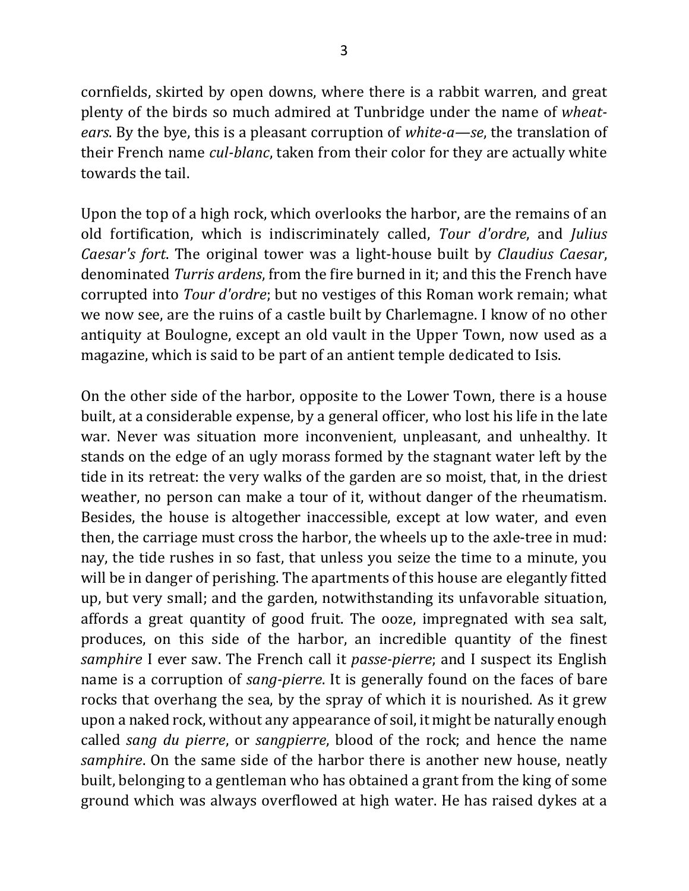cornfields, skirted by open downs, where there is a rabbit warren, and great plenty of the birds so much admired at Tunbridge under the name of *wheat-ears*. By the bye, this is a pleasant corruption of *white-a—se*, the translation of their French name *cul-blanc*, taken from their color for they are actually white towards the tail.

Upon the top of a high rock, which overlooks the harbor, are the remains of an old fortification, which is indiscriminately called, *Tour d'ordre*, and *Julius Caesar's fort*. The original tower was a light-house built by *Claudius Caesar*, denominated *Turris ardens*, from the fire burned in it; and this the French have corrupted into *Tour d'ordre*; but no vestiges of this Roman work remain; what we now see, are the ruins of a castle built by Charlemagne. I know of no other antiquity at Boulogne, except an old vault in the Upper Town, now used as a magazine, which is said to be part of an antient temple dedicated to Isis.

On the other side of the harbor, opposite to the Lower Town, there is a house built, at a considerable expense, by a general officer, who lost his life in the late war. Never was situation more inconvenient, unpleasant, and unhealthy. It stands on the edge of an ugly morass formed by the stagnant water left by the tide in its retreat: the very walks of the garden are so moist, that, in the driest weather, no person can make a tour of it, without danger of the rheumatism. Besides, the house is altogether inaccessible, except at low water, and even then, the carriage must cross the harbor, the wheels up to the axle-tree in mud: nay, the tide rushes in so fast, that unless you seize the time to a minute, you will be in danger of perishing. The apartments of this house are elegantly fitted up, but very small; and the garden, notwithstanding its unfavorable situation, affords a great quantity of good fruit. The ooze, impregnated with sea salt, produces, on this side of the harbor, an incredible quantity of the finest *samphire* I ever saw. The French call it *passe-pierre*; and I suspect its English name is a corruption of *sang-pierre*. It is generally found on the faces of bare rocks that overhang the sea, by the spray of which it is nourished. As it grew upon a naked rock, without any appearance of soil, it might be naturally enough called *sang du pierre*, or *sangpierre*, blood of the rock; and hence the name *samphire*. On the same side of the harbor there is another new house, neatly built, belonging to a gentleman who has obtained a grant from the king of some ground which was always overflowed at high water. He has raised dykes at a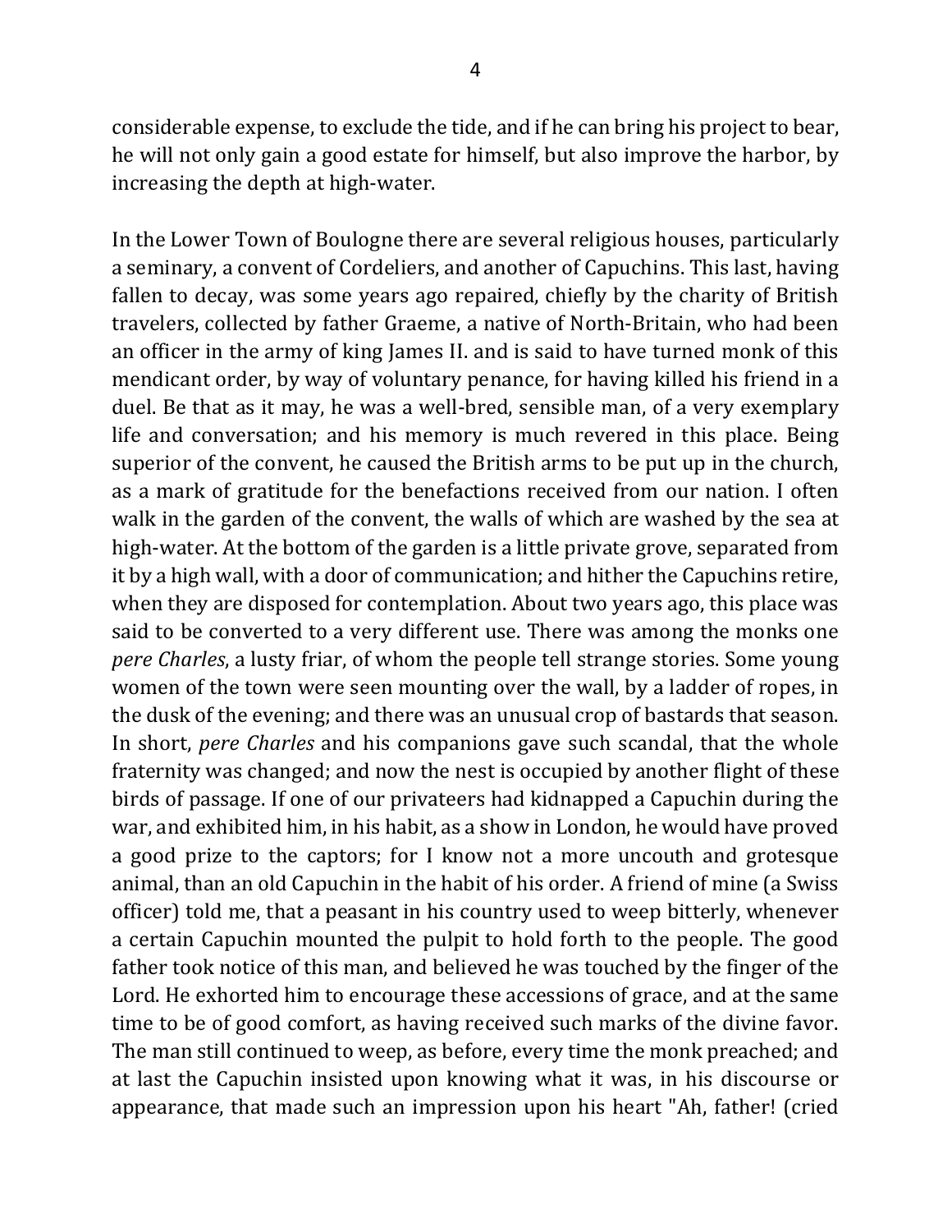considerable expense, to exclude the tide, and if he can bring his project to bear, he will not only gain a good estate for himself, but also improve the harbor, by increasing the depth at high-water.

In the Lower Town of Boulogne there are several religious houses, particularly a seminary, a convent of Cordeliers, and another of Capuchins. This last, having fallen to decay, was some years ago repaired, chiefly by the charity of British travelers, collected by father Graeme, a native of North-Britain, who had been an officer in the army of king James II. and is said to have turned monk of this mendicant order, by way of voluntary penance, for having killed his friend in a duel. Be that as it may, he was a well-bred, sensible man, of a very exemplary life and conversation; and his memory is much revered in this place. Being superior of the convent, he caused the British arms to be put up in the church, as a mark of gratitude for the benefactions received from our nation. I often walk in the garden of the convent, the walls of which are washed by the sea at high-water. At the bottom of the garden is a little private grove, separated from it by a high wall, with a door of communication; and hither the Capuchins retire, when they are disposed for contemplation. About two years ago, this place was said to be converted to a very different use. There was among the monks one *pere Charles*, a lusty friar, of whom the people tell strange stories. Some young women of the town were seen mounting over the wall, by a ladder of ropes, in the dusk of the evening; and there was an unusual crop of bastards that season. In short, *pere Charles* and his companions gave such scandal, that the whole fraternity was changed; and now the nest is occupied by another flight of these birds of passage. If one of our privateers had kidnapped a Capuchin during the war, and exhibited him, in his habit, as a show in London, he would have proved a good prize to the captors; for I know not a more uncouth and grotesque animal, than an old Capuchin in the habit of his order. A friend of mine (a Swiss officer) told me, that a peasant in his country used to weep bitterly, whenever a certain Capuchin mounted the pulpit to hold forth to the people. The good father took notice of this man, and believed he was touched by the finger of the Lord. He exhorted him to encourage these accessions of grace, and at the same time to be of good comfort, as having received such marks of the divine favor. The man still continued to weep, as before, every time the monk preached; and at last the Capuchin insisted upon knowing what it was, in his discourse or appearance, that made such an impression upon his heart "Ah, father! (cried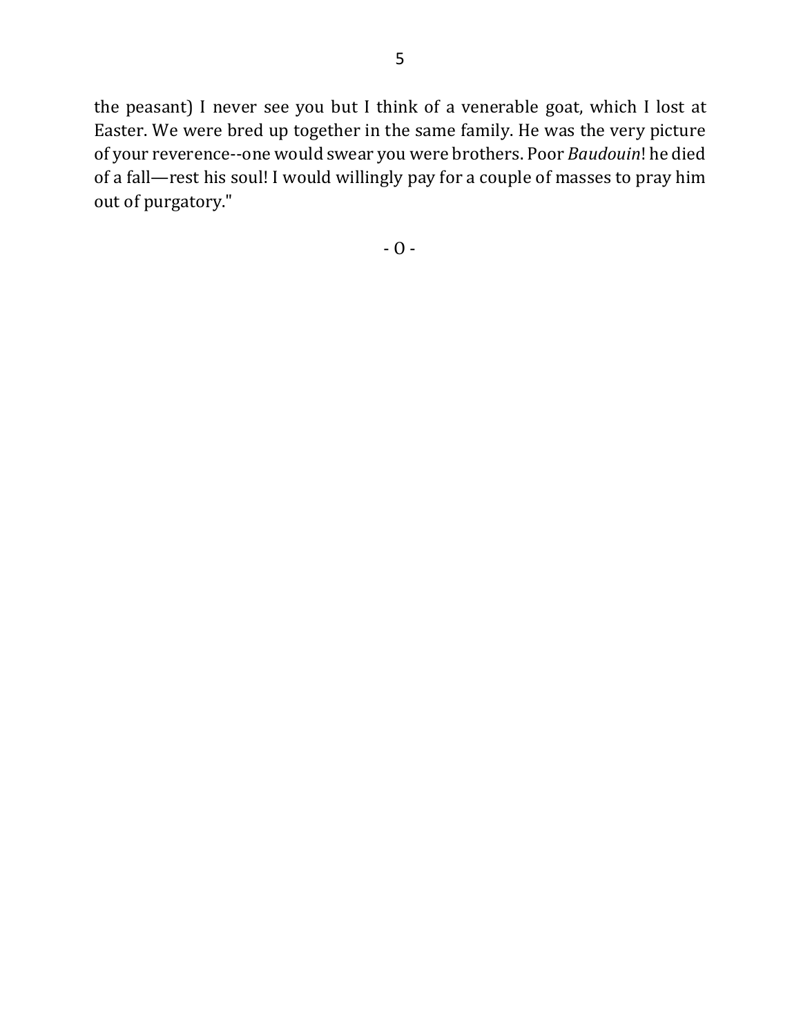the peasant) I never see you but I think of a venerable goat, which I lost at Easter. We were bred up together in the same family. He was the very picture of your reverence--one would swear you were brothers. Poor *Baudouin*! he died of a fall—rest his soul! I would willingly pay for a couple of masses to pray him out of purgatory."

- O -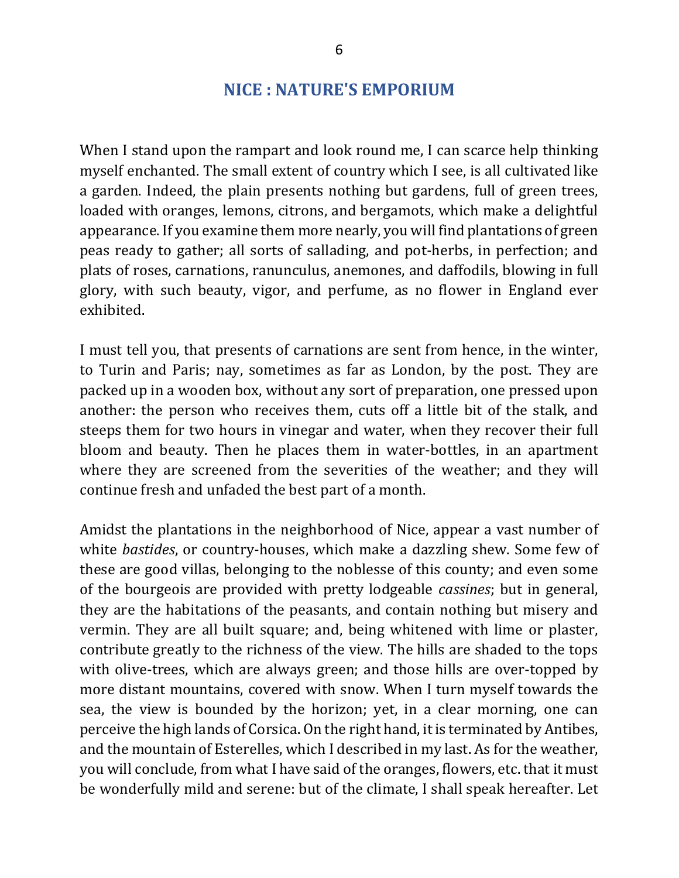## NICE : NATURE'S EMPORIUM

When I stand upon the rampart and look round me, I can scarce help thinking myself enchanted. The small extent of country which I see, is all cultivated like a garden. Indeed, the plain presents nothing but gardens, full of green trees, loaded with oranges, lemons, citrons, and bergamots, which make a delightful appearance. If you examine them more nearly, you will find plantations of green peas ready to gather; all sorts of sallading, and pot-herbs, in perfection; and plats of roses, carnations, ranunculus, anemones, and daffodils, blowing in full glory, with such beauty, vigor, and perfume, as no flower in England ever exhibited.

I must tell you, that presents of carnations are sent from hence, in the winter, to Turin and Paris; nay, sometimes as far as London, by the post. They are packed up in a wooden box, without any sort of preparation, one pressed upon another: the person who receives them, cuts off a little bit of the stalk, and steeps them for two hours in vinegar and water, when they recover their full bloom and beauty. Then he places them in water-bottles, in an apartment where they are screened from the severities of the weather; and they will continue fresh and unfaded the best part of a month.

Amidst the plantations in the neighborhood of Nice, appear a vast number of white *bastides*, or country-houses, which make a dazzling shew. Some few of these are good villas, belonging to the noblesse of this county; and even some of the bourgeois are provided with pretty lodgeable *cassines*; but in general, they are the habitations of the peasants, and contain nothing but misery and vermin. They are all built square; and, being whitened with lime or plaster, contribute greatly to the richness of the view. The hills are shaded to the tops with olive-trees, which are always green; and those hills are over-topped by more distant mountains, covered with snow. When I turn myself towards the sea, the view is bounded by the horizon; yet, in a clear morning, one can perceive the high lands of Corsica. On the right hand, it is terminated by Antibes, and the mountain of Esterelles, which I described in my last. As for the weather, you will conclude, from what I have said of the oranges, flowers, etc. that it must be wonderfully mild and serene: but of the climate, I shall speak hereafter. Let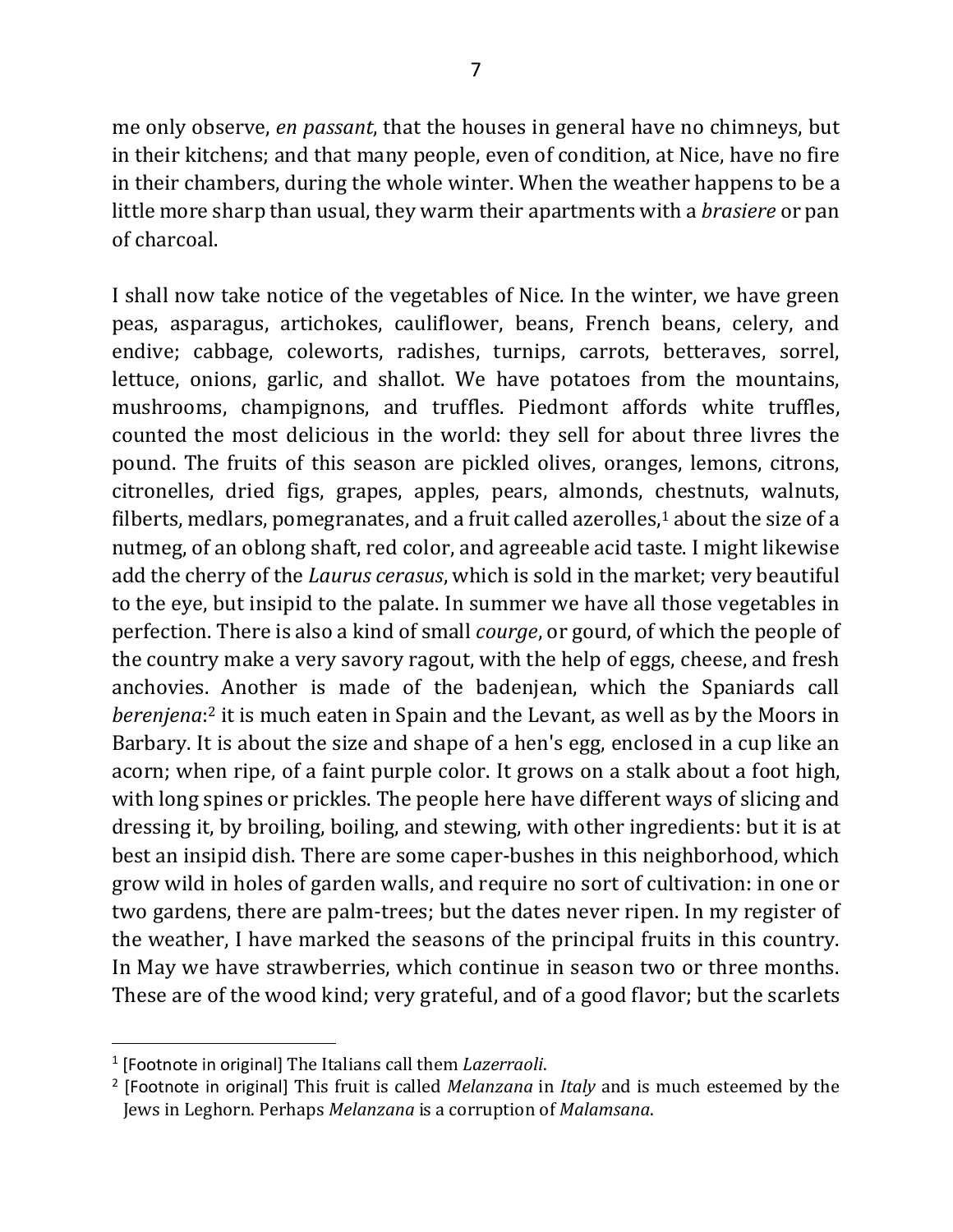me only observe, *en passant*, that the houses in general have no chimneys, but in their kitchens; and that many people, even of condition, at Nice, have no fire in their chambers, during the whole winter. When the weather happens to be a little more sharp than usual, they warm their apartments with a *brasiere* or pan of charcoal.

I shall now take notice of the vegetables of Nice. In the winter, we have green peas, asparagus, artichokes, cauliflower, beans, French beans, celery, and endive; cabbage, coleworts, radishes, turnips, carrots, betteraves, sorrel, lettuce, onions, garlic, and shallot. We have potatoes from the mountains, mushrooms, champignons, and truffles. Piedmont affords white truffles, counted the most delicious in the world: they sell for about three livres the pound. The fruits of this season are pickled olives, oranges, lemons, citrons, citronelles, dried figs, grapes, apples, pears, almonds, chestnuts, walnuts, filberts, medlars, pomegranates, and a fruit called azerolles,[1] about the size of a nutmeg, of an oblong shaft, red color, and agreeable acid taste. I might likewise add the cherry of the *Laurus cerasus*, which is sold in the market; very beautiful to the eye, but insipid to the palate. In summer we have all those vegetables in perfection. There is also a kind of small *courge*, or gourd, of which the people of the country make a very savory ragout, with the help of eggs, cheese, and fresh anchovies. Another is made of the badenjean, which the Spaniards call *berenjena*:[2] it is much eaten in Spain and the Levant, as well as by the Moors in Barbary. It is about the size and shape of a hen's egg, enclosed in a cup like an acorn; when ripe, of a faint purple color. It grows on a stalk about a foot high, with long spines or prickles. The people here have different ways of slicing and dressing it, by broiling, boiling, and stewing, with other ingredients: but it is at best an insipid dish. There are some caper-bushes in this neighborhood, which grow wild in holes of garden walls, and require no sort of cultivation: in one or two gardens, there are palm-trees; but the dates never ripen. In my register of the weather, I have marked the seasons of the principal fruits in this country. In May we have strawberries, which continue in season two or three months. These are of the wood kind; very grateful, and of a good flavor; but the scarlets

[1] [Footnote in original] The Italians call them *Lazerraoli*.

[2] [Footnote in original] This fruit is called *Melanzana* in *Italy* and is much esteemed by the Jews in Leghorn. Perhaps *Melanzana* is a corruption of *Malamsana*.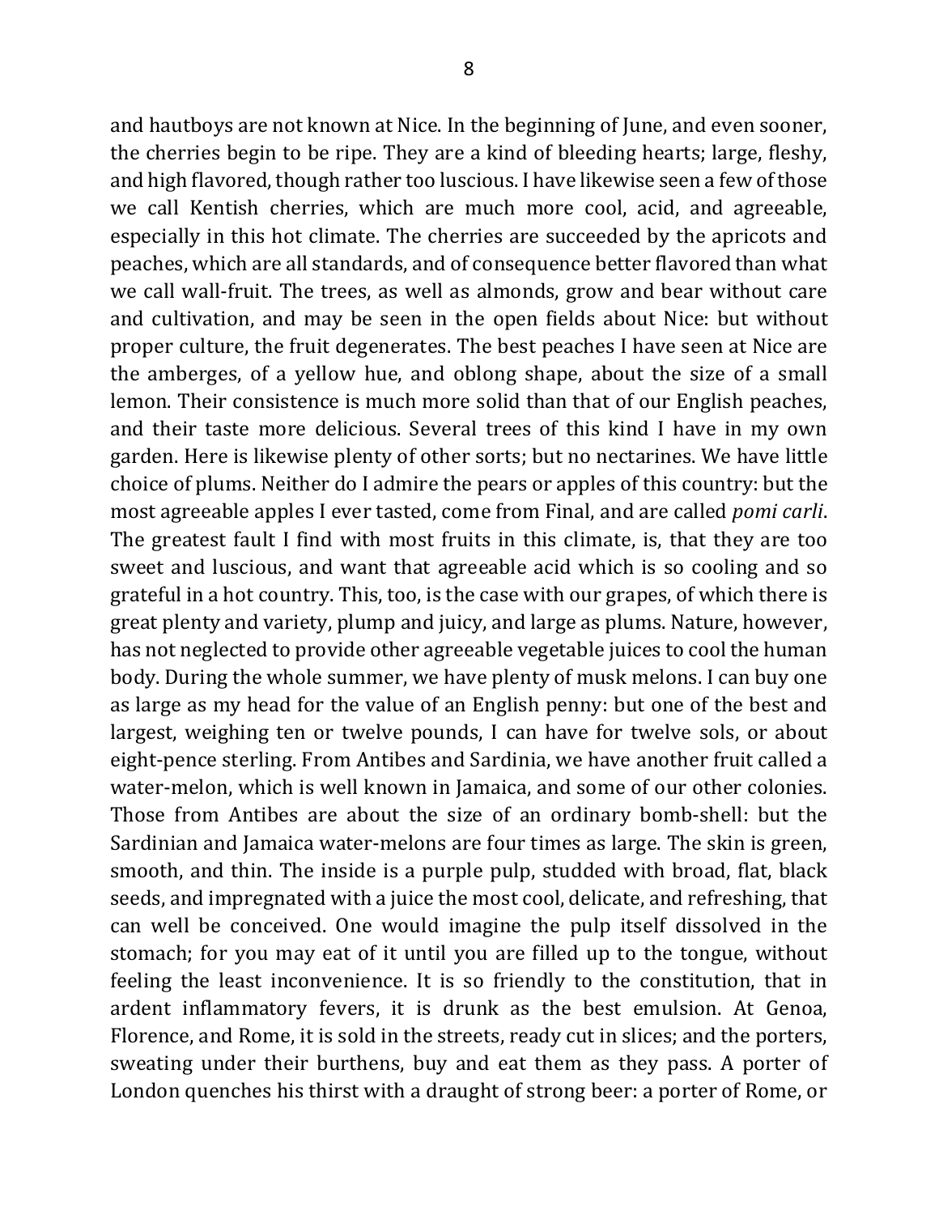and hautboys are not known at Nice. In the beginning of June, and even sooner, the cherries begin to be ripe. They are a kind of bleeding hearts; large, fleshy, and high flavored, though rather too luscious. I have likewise seen a few of those we call Kentish cherries, which are much more cool, acid, and agreeable, especially in this hot climate. The cherries are succeeded by the apricots and peaches, which are all standards, and of consequence better flavored than what we call wall-fruit. The trees, as well as almonds, grow and bear without care and cultivation, and may be seen in the open fields about Nice: but without proper culture, the fruit degenerates. The best peaches I have seen at Nice are the amberges, of a yellow hue, and oblong shape, about the size of a small lemon. Their consistence is much more solid than that of our English peaches, and their taste more delicious. Several trees of this kind I have in my own garden. Here is likewise plenty of other sorts; but no nectarines. We have little choice of plums. Neither do I admire the pears or apples of this country: but the most agreeable apples I ever tasted, come from Final, and are called *pomi carli*. The greatest fault I find with most fruits in this climate, is, that they are too sweet and luscious, and want that agreeable acid which is so cooling and so grateful in a hot country. This, too, is the case with our grapes, of which there is great plenty and variety, plump and juicy, and large as plums. Nature, however, has not neglected to provide other agreeable vegetable juices to cool the human body. During the whole summer, we have plenty of musk melons. I can buy one as large as my head for the value of an English penny: but one of the best and largest, weighing ten or twelve pounds, I can have for twelve sols, or about eight-pence sterling. From Antibes and Sardinia, we have another fruit called a water-melon, which is well known in Jamaica, and some of our other colonies. Those from Antibes are about the size of an ordinary bomb-shell: but the Sardinian and Jamaica water-melons are four times as large. The skin is green, smooth, and thin. The inside is a purple pulp, studded with broad, flat, black seeds, and impregnated with a juice the most cool, delicate, and refreshing, that can well be conceived. One would imagine the pulp itself dissolved in the stomach; for you may eat of it until you are filled up to the tongue, without feeling the least inconvenience. It is so friendly to the constitution, that in ardent inflammatory fevers, it is drunk as the best emulsion. At Genoa, Florence, and Rome, it is sold in the streets, ready cut in slices; and the porters, sweating under their burthens, buy and eat them as they pass. A porter of London quenches his thirst with a draught of strong beer: a porter of Rome, or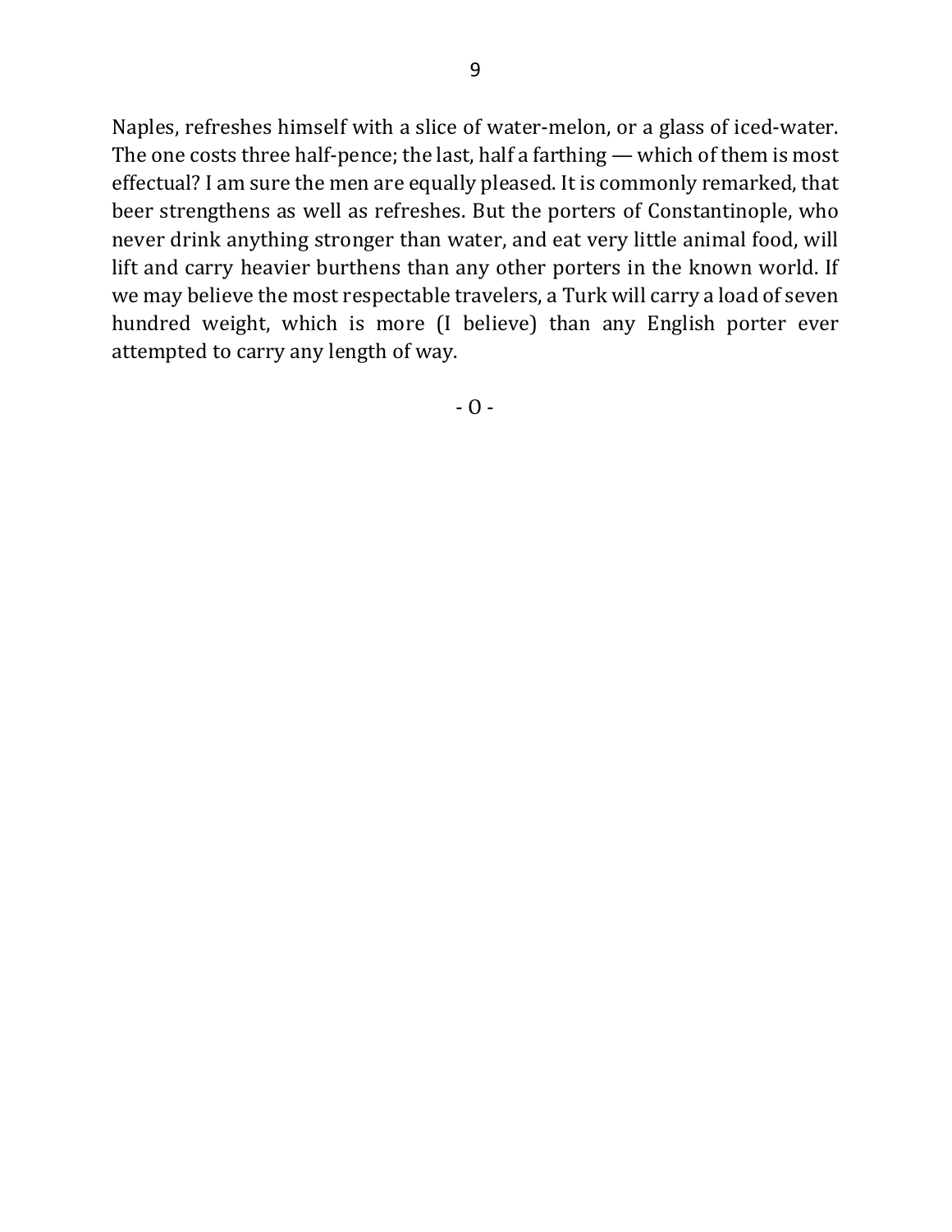Naples, refreshes himself with a slice of water-melon, or a glass of iced-water. The one costs three half-pence; the last, half a farthing — which of them is most effectual? I am sure the men are equally pleased. It is commonly remarked, that beer strengthens as well as refreshes. But the porters of Constantinople, who never drink anything stronger than water, and eat very little animal food, will lift and carry heavier burthens than any other porters in the known world. If we may believe the most respectable travelers, a Turk will carry a load of seven hundred weight, which is more (I believe) than any English porter ever attempted to carry any length of way.

- O -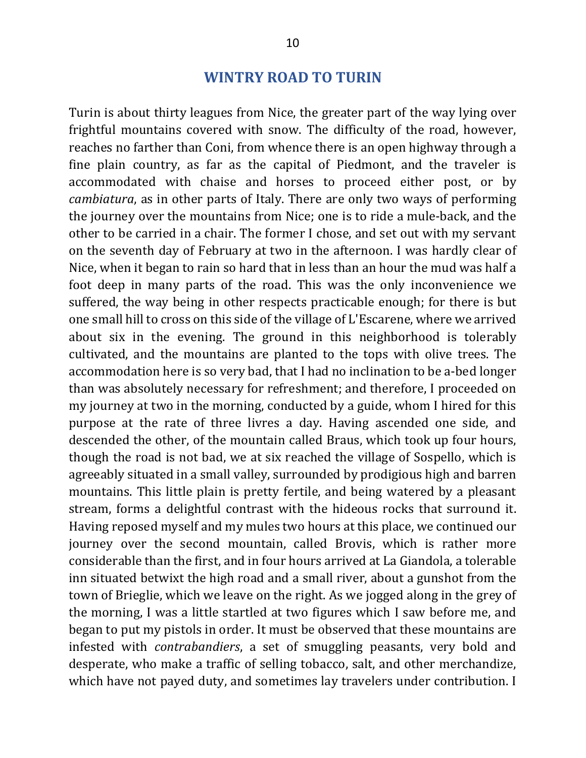## WINTRY ROAD TO TURIN

Turin is about thirty leagues from Nice, the greater part of the way lying over frightful mountains covered with snow. The difficulty of the road, however, reaches no farther than Coni, from whence there is an open highway through a fine plain country, as far as the capital of Piedmont, and the traveler is accommodated with chaise and horses to proceed either post, or by *cambiatura*, as in other parts of Italy. There are only two ways of performing the journey over the mountains from Nice; one is to ride a mule-back, and the other to be carried in a chair. The former I chose, and set out with my servant on the seventh day of February at two in the afternoon. I was hardly clear of Nice, when it began to rain so hard that in less than an hour the mud was half a foot deep in many parts of the road. This was the only inconvenience we suffered, the way being in other respects practicable enough; for there is but one small hill to cross on this side of the village of L'Escarene, where we arrived about six in the evening. The ground in this neighborhood is tolerably cultivated, and the mountains are planted to the tops with olive trees. The accommodation here is so very bad, that I had no inclination to be a-bed longer than was absolutely necessary for refreshment; and therefore, I proceeded on my journey at two in the morning, conducted by a guide, whom I hired for this purpose at the rate of three livres a day. Having ascended one side, and descended the other, of the mountain called Braus, which took up four hours, though the road is not bad, we at six reached the village of Sospello, which is agreeably situated in a small valley, surrounded by prodigious high and barren mountains. This little plain is pretty fertile, and being watered by a pleasant stream, forms a delightful contrast with the hideous rocks that surround it. Having reposed myself and my mules two hours at this place, we continued our journey over the second mountain, called Brovis, which is rather more considerable than the first, and in four hours arrived at La Giandola, a tolerable inn situated betwixt the high road and a small river, about a gunshot from the town of Brieglie, which we leave on the right. As we jogged along in the grey of the morning, I was a little startled at two figures which I saw before me, and began to put my pistols in order. It must be observed that these mountains are infested with *contrabandiers*, a set of smuggling peasants, very bold and desperate, who make a traffic of selling tobacco, salt, and other merchandize, which have not payed duty, and sometimes lay travelers under contribution. I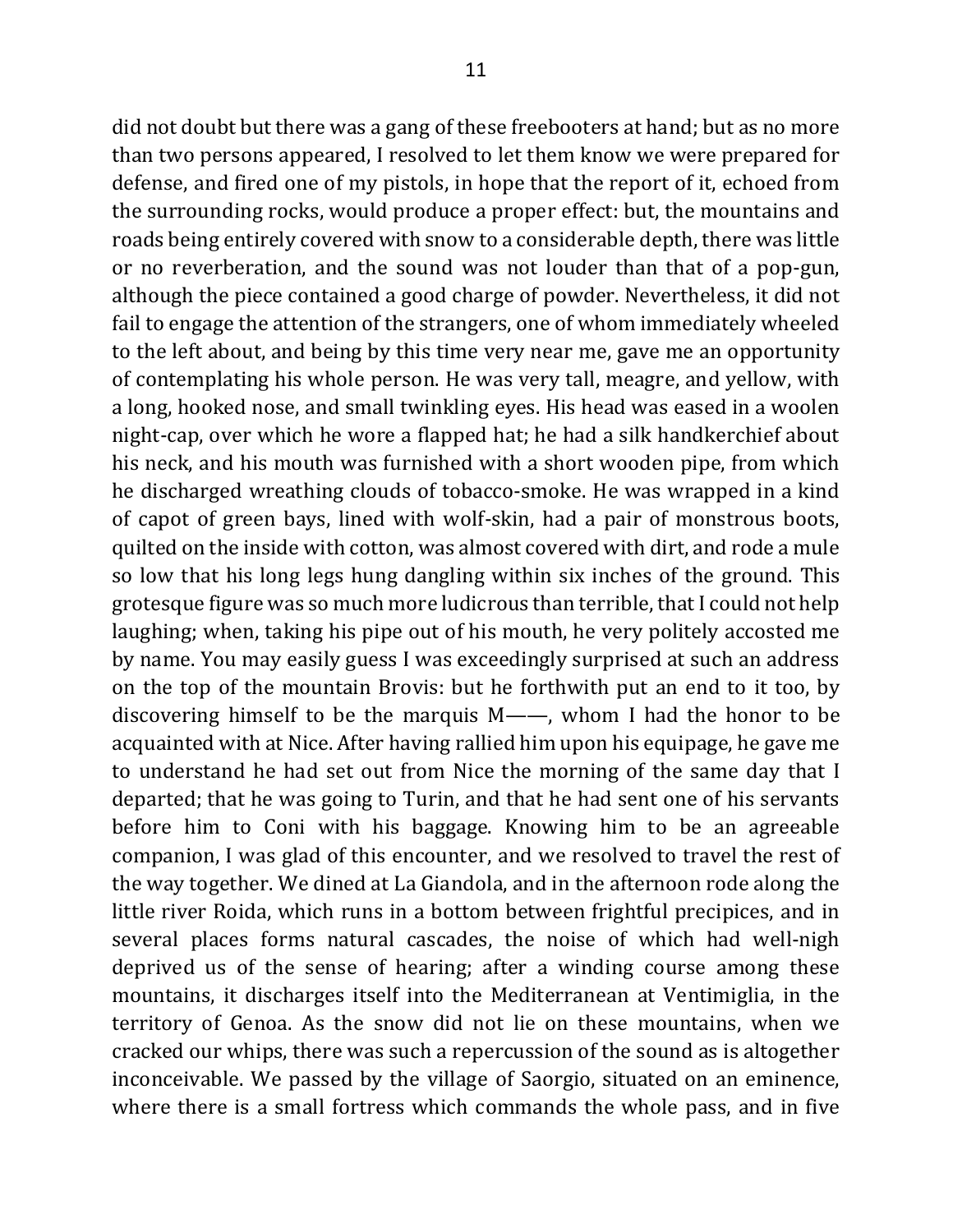did not doubt but there was a gang of these freebooters at hand; but as no more than two persons appeared, I resolved to let them know we were prepared for defense, and fired one of my pistols, in hope that the report of it, echoed from the surrounding rocks, would produce a proper effect: but, the mountains and roads being entirely covered with snow to a considerable depth, there was little or no reverberation, and the sound was not louder than that of a pop-gun, although the piece contained a good charge of powder. Nevertheless, it did not fail to engage the attention of the strangers, one of whom immediately wheeled to the left about, and being by this time very near me, gave me an opportunity of contemplating his whole person. He was very tall, meagre, and yellow, with a long, hooked nose, and small twinkling eyes. His head was eased in a woolen night-cap, over which he wore a flapped hat; he had a silk handkerchief about his neck, and his mouth was furnished with a short wooden pipe, from which he discharged wreathing clouds of tobacco-smoke. He was wrapped in a kind of capot of green bays, lined with wolf-skin, had a pair of monstrous boots, quilted on the inside with cotton, was almost covered with dirt, and rode a mule so low that his long legs hung dangling within six inches of the ground. This grotesque figure was so much more ludicrous than terrible, that I could not help laughing; when, taking his pipe out of his mouth, he very politely accosted me by name. You may easily guess I was exceedingly surprised at such an address on the top of the mountain Brovis: but he forthwith put an end to it too, by discovering himself to be the marquis M——, whom I had the honor to be acquainted with at Nice. After having rallied him upon his equipage, he gave me to understand he had set out from Nice the morning of the same day that I departed; that he was going to Turin, and that he had sent one of his servants before him to Coni with his baggage. Knowing him to be an agreeable companion, I was glad of this encounter, and we resolved to travel the rest of the way together. We dined at La Giandola, and in the afternoon rode along the little river Roida, which runs in a bottom between frightful precipices, and in several places forms natural cascades, the noise of which had well-nigh deprived us of the sense of hearing; after a winding course among these mountains, it discharges itself into the Mediterranean at Ventimiglia, in the territory of Genoa. As the snow did not lie on these mountains, when we cracked our whips, there was such a repercussion of the sound as is altogether inconceivable. We passed by the village of Saorgio, situated on an eminence, where there is a small fortress which commands the whole pass, and in five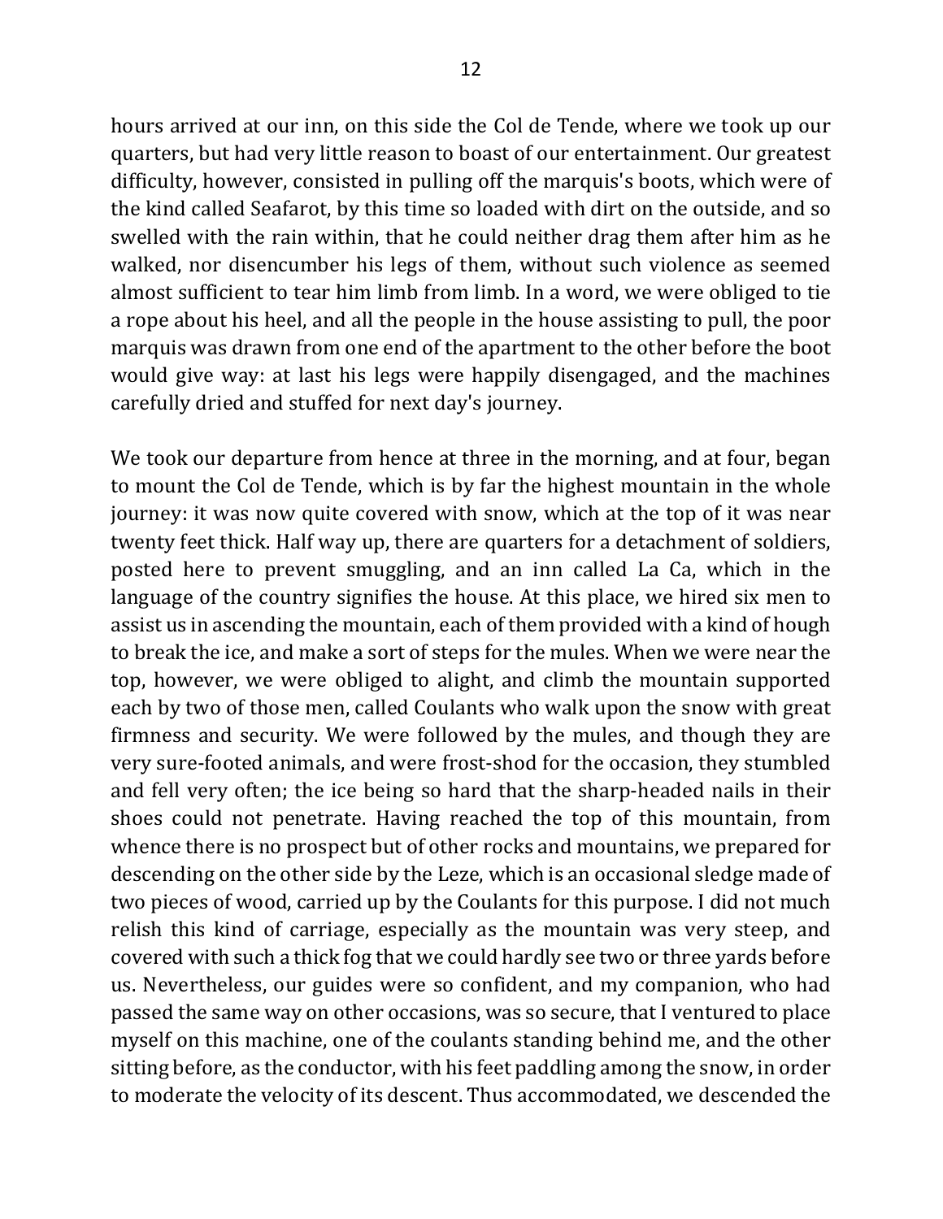hours arrived at our inn, on this side the Col de Tende, where we took up our quarters, but had very little reason to boast of our entertainment. Our greatest difficulty, however, consisted in pulling off the marquis's boots, which were of the kind called Seafarot, by this time so loaded with dirt on the outside, and so swelled with the rain within, that he could neither drag them after him as he walked, nor disencumber his legs of them, without such violence as seemed almost sufficient to tear him limb from limb. In a word, we were obliged to tie a rope about his heel, and all the people in the house assisting to pull, the poor marquis was drawn from one end of the apartment to the other before the boot would give way: at last his legs were happily disengaged, and the machines carefully dried and stuffed for next day's journey.

We took our departure from hence at three in the morning, and at four, began to mount the Col de Tende, which is by far the highest mountain in the whole journey: it was now quite covered with snow, which at the top of it was near twenty feet thick. Half way up, there are quarters for a detachment of soldiers, posted here to prevent smuggling, and an inn called La Ca, which in the language of the country signifies the house. At this place, we hired six men to assist us in ascending the mountain, each of them provided with a kind of hough to break the ice, and make a sort of steps for the mules. When we were near the top, however, we were obliged to alight, and climb the mountain supported each by two of those men, called Coulants who walk upon the snow with great firmness and security. We were followed by the mules, and though they are very sure-footed animals, and were frost-shod for the occasion, they stumbled and fell very often; the ice being so hard that the sharp-headed nails in their shoes could not penetrate. Having reached the top of this mountain, from whence there is no prospect but of other rocks and mountains, we prepared for descending on the other side by the Leze, which is an occasional sledge made of two pieces of wood, carried up by the Coulants for this purpose. I did not much relish this kind of carriage, especially as the mountain was very steep, and covered with such a thick fog that we could hardly see two or three yards before us. Nevertheless, our guides were so confident, and my companion, who had passed the same way on other occasions, was so secure, that I ventured to place myself on this machine, one of the coulants standing behind me, and the other sitting before, as the conductor, with his feet paddling among the snow, in order to moderate the velocity of its descent. Thus accommodated, we descended the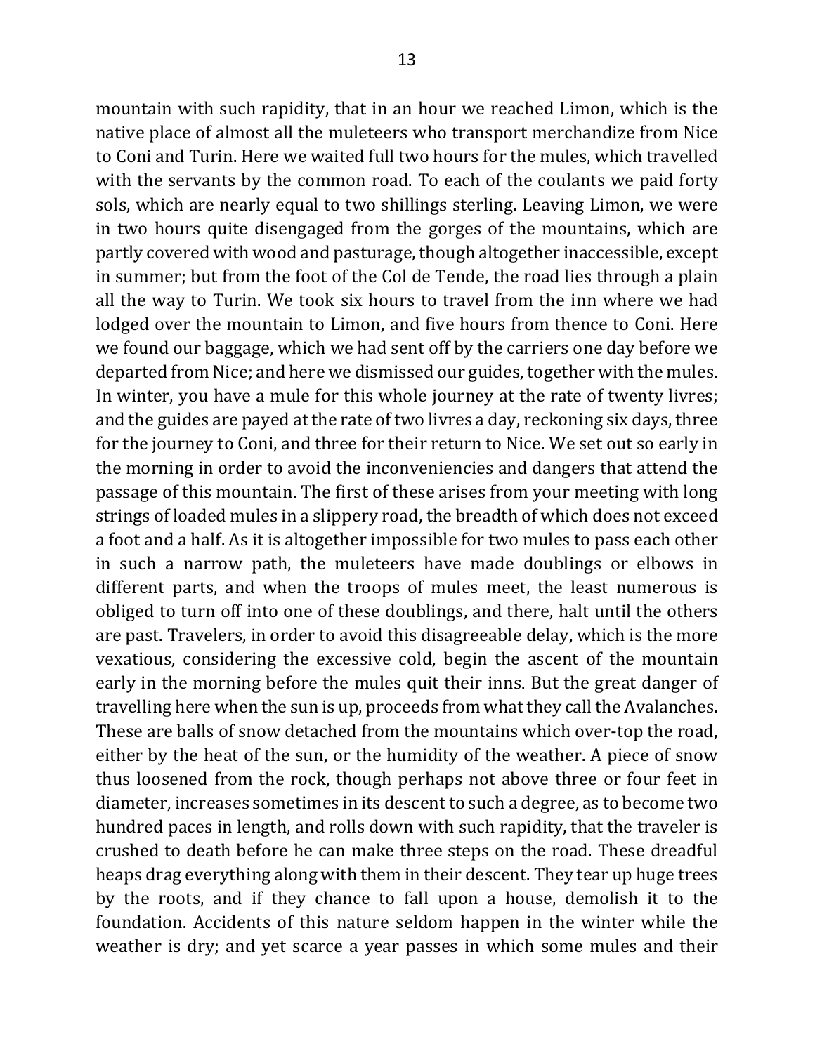mountain with such rapidity, that in an hour we reached Limon, which is the native place of almost all the muleteers who transport merchandize from Nice to Coni and Turin. Here we waited full two hours for the mules, which travelled with the servants by the common road. To each of the coulants we paid forty sols, which are nearly equal to two shillings sterling. Leaving Limon, we were in two hours quite disengaged from the gorges of the mountains, which are partly covered with wood and pasturage, though altogether inaccessible, except in summer; but from the foot of the Col de Tende, the road lies through a plain all the way to Turin. We took six hours to travel from the inn where we had lodged over the mountain to Limon, and five hours from thence to Coni. Here we found our baggage, which we had sent off by the carriers one day before we departed from Nice; and here we dismissed our guides, together with the mules. In winter, you have a mule for this whole journey at the rate of twenty livres; and the guides are payed at the rate of two livres a day, reckoning six days, three for the journey to Coni, and three for their return to Nice. We set out so early in the morning in order to avoid the inconveniencies and dangers that attend the passage of this mountain. The first of these arises from your meeting with long strings of loaded mules in a slippery road, the breadth of which does not exceed a foot and a half. As it is altogether impossible for two mules to pass each other in such a narrow path, the muleteers have made doublings or elbows in different parts, and when the troops of mules meet, the least numerous is obliged to turn off into one of these doublings, and there, halt until the others are past. Travelers, in order to avoid this disagreeable delay, which is the more vexatious, considering the excessive cold, begin the ascent of the mountain early in the morning before the mules quit their inns. But the great danger of travelling here when the sun is up, proceeds from what they call the Avalanches. These are balls of snow detached from the mountains which over-top the road, either by the heat of the sun, or the humidity of the weather. A piece of snow thus loosened from the rock, though perhaps not above three or four feet in diameter, increases sometimes in its descent to such a degree, as to become two hundred paces in length, and rolls down with such rapidity, that the traveler is crushed to death before he can make three steps on the road. These dreadful heaps drag everything along with them in their descent. They tear up huge trees by the roots, and if they chance to fall upon a house, demolish it to the foundation. Accidents of this nature seldom happen in the winter while the weather is dry; and yet scarce a year passes in which some mules and their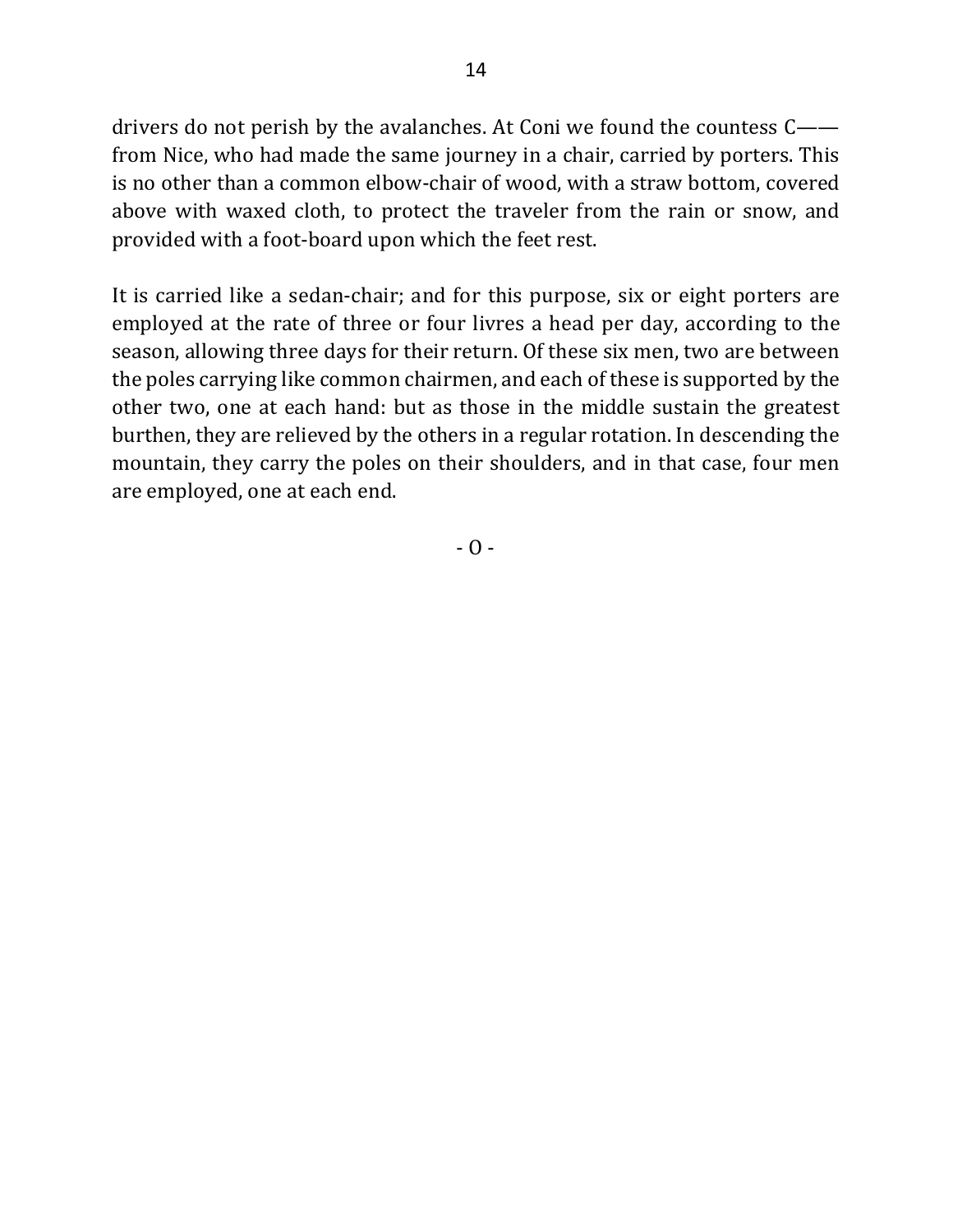drivers do not perish by the avalanches. At Coni we found the countess C—— from Nice, who had made the same journey in a chair, carried by porters. This is no other than a common elbow-chair of wood, with a straw bottom, covered above with waxed cloth, to protect the traveler from the rain or snow, and provided with a foot-board upon which the feet rest.

It is carried like a sedan-chair; and for this purpose, six or eight porters are employed at the rate of three or four livres a head per day, according to the season, allowing three days for their return. Of these six men, two are between the poles carrying like common chairmen, and each of these is supported by the other two, one at each hand: but as those in the middle sustain the greatest burthen, they are relieved by the others in a regular rotation. In descending the mountain, they carry the poles on their shoulders, and in that case, four men are employed, one at each end.

- O -